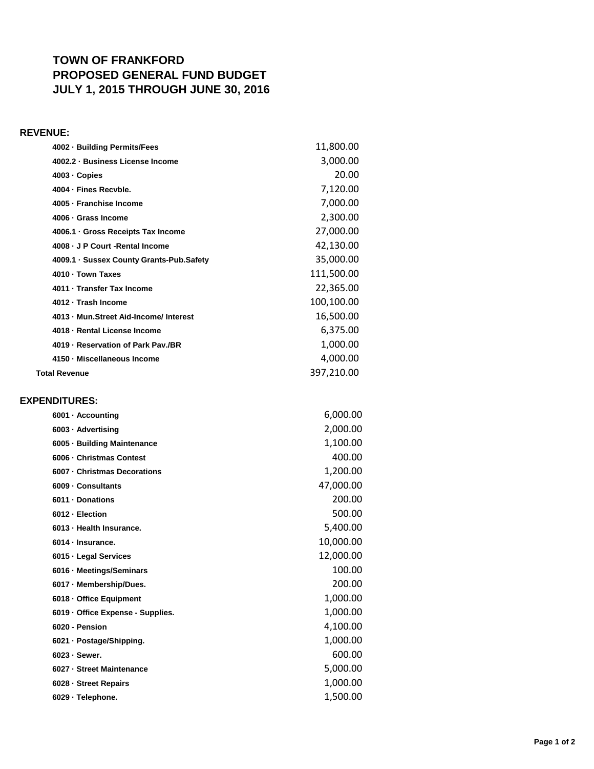# TOWN OF FRANKFORD
# PROPOSED GENERAL FUND BUDGET
# JULY 1, 2015 THROUGH JUNE 30, 2016

## REVENUE:

| Account | Amount |
|---|---|
| 4002 · Building Permits/Fees | 11,800.00 |
| 4002.2 · Business License Income | 3,000.00 |
| 4003 · Copies | 20.00 |
| 4004 · Fines Recvble. | 7,120.00 |
| 4005 · Franchise Income | 7,000.00 |
| 4006 · Grass Income | 2,300.00 |
| 4006.1 · Gross Receipts Tax Income | 27,000.00 |
| 4008 · J P Court -Rental Income | 42,130.00 |
| 4009.1 · Sussex County Grants-Pub.Safety | 35,000.00 |
| 4010 · Town Taxes | 111,500.00 |
| 4011 · Transfer Tax Income | 22,365.00 |
| 4012 · Trash Income | 100,100.00 |
| 4013 · Mun.Street Aid-Income/ Interest | 16,500.00 |
| 4018 · Rental License Income | 6,375.00 |
| 4019 · Reservation of Park Pav./BR | 1,000.00 |
| 4150 · Miscellaneous Income | 4,000.00 |
| **Total Revenue** | 397,210.00 |

## EXPENDITURES:

| Account | Amount |
|---|---|
| 6001 · Accounting | 6,000.00 |
| 6003 · Advertising | 2,000.00 |
| 6005 · Building Maintenance | 1,100.00 |
| 6006 · Christmas Contest | 400.00 |
| 6007 · Christmas Decorations | 1,200.00 |
| 6009 · Consultants | 47,000.00 |
| 6011 · Donations | 200.00 |
| 6012 · Election | 500.00 |
| 6013 · Health Insurance. | 5,400.00 |
| 6014 · Insurance. | 10,000.00 |
| 6015 · Legal Services | 12,000.00 |
| 6016 · Meetings/Seminars | 100.00 |
| 6017 · Membership/Dues. | 200.00 |
| 6018 · Office Equipment | 1,000.00 |
| 6019 · Office Expense - Supplies. | 1,000.00 |
| 6020 - Pension | 4,100.00 |
| 6021 · Postage/Shipping. | 1,000.00 |
| 6023 · Sewer. | 600.00 |
| 6027 · Street Maintenance | 5,000.00 |
| 6028 · Street Repairs | 1,000.00 |
| 6029 · Telephone. | 1,500.00 |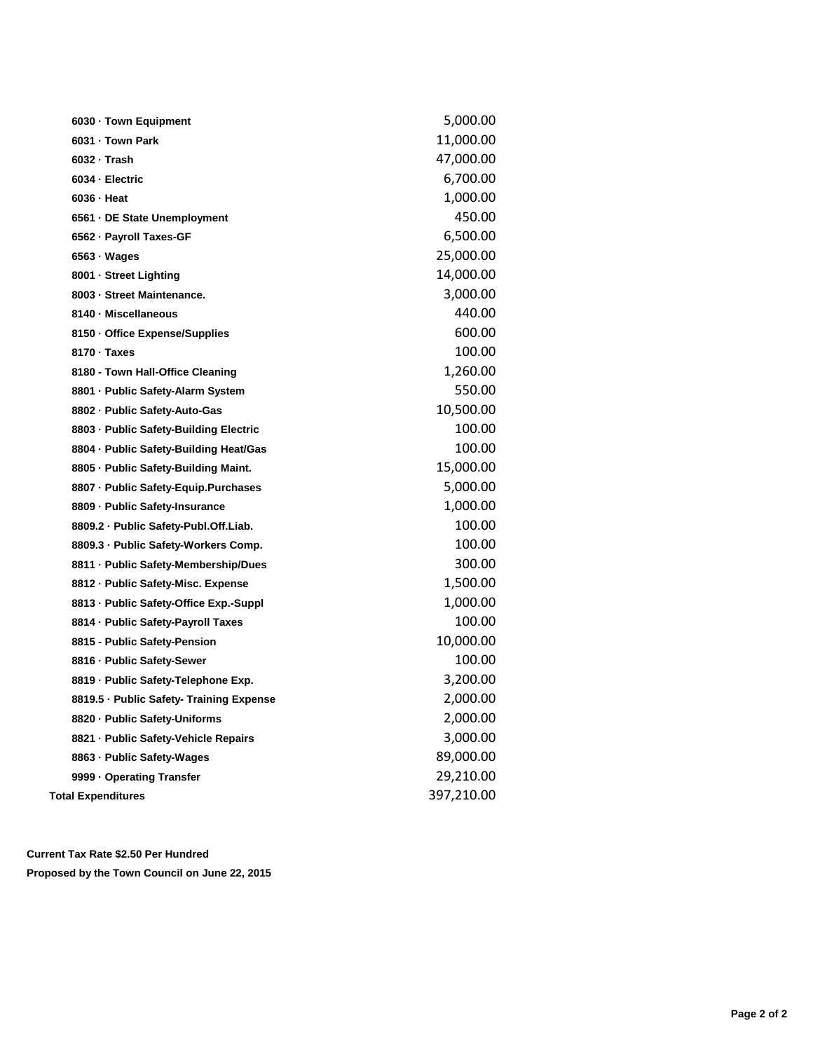| | |
|---|---|
| **6030 · Town Equipment** | 5,000.00 |
| **6031 · Town Park** | 11,000.00 |
| **6032 · Trash** | 47,000.00 |
| **6034 · Electric** | 6,700.00 |
| **6036 · Heat** | 1,000.00 |
| **6561 · DE State Unemployment** | 450.00 |
| **6562 · Payroll Taxes-GF** | 6,500.00 |
| **6563 · Wages** | 25,000.00 |
| **8001 · Street Lighting** | 14,000.00 |
| **8003 · Street Maintenance.** | 3,000.00 |
| **8140 · Miscellaneous** | 440.00 |
| **8150 · Office Expense/Supplies** | 600.00 |
| **8170 · Taxes** | 100.00 |
| **8180 - Town Hall-Office Cleaning** | 1,260.00 |
| **8801 · Public Safety-Alarm System** | 550.00 |
| **8802 · Public Safety-Auto-Gas** | 10,500.00 |
| **8803 · Public Safety-Building Electric** | 100.00 |
| **8804 · Public Safety-Building Heat/Gas** | 100.00 |
| **8805 · Public Safety-Building Maint.** | 15,000.00 |
| **8807 · Public Safety-Equip.Purchases** | 5,000.00 |
| **8809 · Public Safety-Insurance** | 1,000.00 |
| **8809.2 · Public Safety-Publ.Off.Liab.** | 100.00 |
| **8809.3 · Public Safety-Workers Comp.** | 100.00 |
| **8811 · Public Safety-Membership/Dues** | 300.00 |
| **8812 · Public Safety-Misc. Expense** | 1,500.00 |
| **8813 · Public Safety-Office Exp.-Suppl** | 1,000.00 |
| **8814 · Public Safety-Payroll Taxes** | 100.00 |
| **8815 - Public Safety-Pension** | 10,000.00 |
| **8816 · Public Safety-Sewer** | 100.00 |
| **8819 · Public Safety-Telephone Exp.** | 3,200.00 |
| **8819.5 · Public Safety- Training Expense** | 2,000.00 |
| **8820 · Public Safety-Uniforms** | 2,000.00 |
| **8821 · Public Safety-Vehicle Repairs** | 3,000.00 |
| **8863 · Public Safety-Wages** | 89,000.00 |
| **9999 · Operating Transfer** | 29,210.00 |
| **Total Expenditures** | 397,210.00 |

**Current Tax Rate $2.50 Per Hundred**

**Proposed by the Town Council on June 22, 2015**